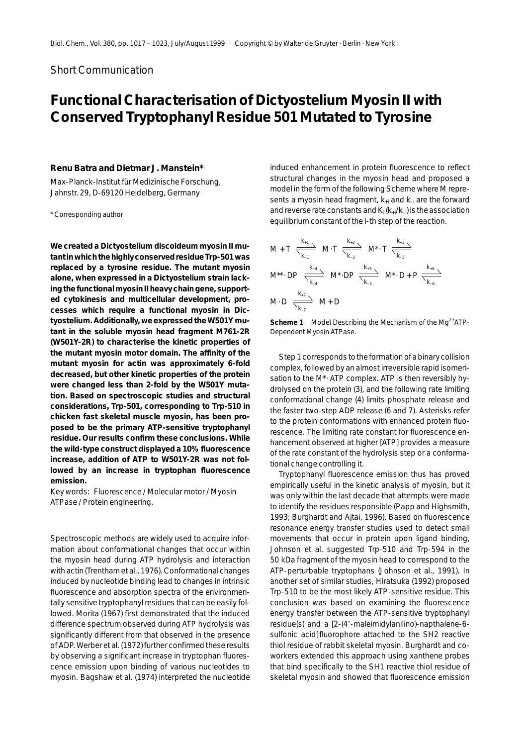Short Communication

# Functional Characterisation of Dictyostelium Myosin II with Conserved Tryptophanyl Residue 501 Mutated to Tyrosine

**Renu Batra and Dietmar J. Manstein***

Max-Planck-Institut für Medizinische Forschung, Jahnstr. 29, D-69120 Heidelberg, Germany

*Corresponding author

**We created a Dictyostelium discoideum myosin II mutant in which the highly conserved residue Trp-501 was replaced by a tyrosine residue. The mutant myosin alone, when expressed in a Dictyostelium strain lacking the functional myosin II heavy chain gene, supported cytokinesis and multicellular development, processes which require a functional myosin in Dictyostelium. Additionally, we expressed the W501Y mutant in the soluble myosin head fragment M761-2R (W501Y-2R) to characterise the kinetic properties of the mutant myosin motor domain. The affinity of the mutant myosin for actin was approximately 6-fold decreased, but other kinetic properties of the protein were changed less than 2-fold by the W501Y mutation. Based on spectroscopic studies and structural considerations, Trp-501, corresponding to Trp-510 in chicken fast skeletal muscle myosin, has been proposed to be the primary ATP-sensitive tryptophanyl residue. Our results confirm these conclusions. While the wild-type construct displayed a 10% fluorescence increase, addition of ATP to W501Y-2R was not followed by an increase in tryptophan fluorescence emission.**

Key words: Fluorescence / Molecular motor / Myosin ATPase / Protein engineering.

Spectroscopic methods are widely used to acquire information about conformational changes that occur within the myosin head during ATP hydrolysis and interaction with actin (Trentham et al., 1976). Conformational changes induced by nucleotide binding lead to changes in intrinsic fluorescence and absorption spectra of the environmentally sensitive tryptophanyl residues that can be easily followed. Morita (1967) first demonstrated that the induced difference spectrum observed during ATP hydrolysis was significantly different from that observed in the presence of ADP. Werber et al. (1972) further confirmed these results by observing a significant increase in tryptophan fluorescence emission upon binding of various nucleotides to myosin. Bagshaw et al. (1974) interpreted the nucleotide induced enhancement in protein fluorescence to reflect structural changes in the myosin head and proposed a model in the form of the following Scheme where M represents a myosin head fragment, $k_{+i}$ and $k_{-i}$ are the forward and reverse rate constants and $K_i$ ($k_{+i}/k_{-i}$) is the association equilibrium constant of the i-th step of the reaction.

$$M + T \underset{k_{-1}}{\overset{k_{+1}}{\rightleftharpoons}} M\cdot T \underset{k_{-2}}{\overset{k_{+2}}{\rightleftharpoons}} M^{*}\cdot T \underset{k_{-3}}{\overset{k_{+3}}{\rightleftharpoons}}$$

$$M^{**}\cdot DP \underset{k_{-4}}{\overset{k_{+4}}{\rightleftharpoons}} M^{*}\cdot DP \underset{k_{-5}}{\overset{k_{+5}}{\rightleftharpoons}} M^{*}\cdot D + P \underset{k_{-6}}{\overset{k_{+6}}{\rightleftharpoons}}$$

$$M\cdot D \underset{k_{-7}}{\overset{k_{+7}}{\rightleftharpoons}} M + D$$

**Scheme 1** Model Describing the Mechanism of the $Mg^{2+}$ATP-Dependent Myosin ATPase.

Step 1 corresponds to the formation of a binary collision complex, followed by an almost irreversible rapid isomerisation to the $M^{*}\cdot$ATP complex. ATP is then reversibly hydrolysed on the protein (3), and the following rate limiting conformational change (4) limits phosphate release and the faster two-step ADP release (6 and 7). Asterisks refer to the protein conformations with enhanced protein fluorescence. The limiting rate constant for fluorescence enhancement observed at higher [ATP] provides a measure of the rate constant of the hydrolysis step or a conformational change controlling it.

Tryptophanyl fluorescence emission thus has proved empirically useful in the kinetic analysis of myosin, but it was only within the last decade that attempts were made to identify the residues responsible (Papp and Highsmith, 1993; Burghardt and Ajtai, 1996). Based on fluorescence resonance energy transfer studies used to detect small movements that occur in protein upon ligand binding, Johnson et al. suggested Trp-510 and Trp-594 in the 50 kDa fragment of the myosin head to correspond to the ATP-perturbable tryptophans (Johnson et al., 1991). In another set of similar studies, Hiratsuka (1992) proposed Trp-510 to be the most likely ATP-sensitive residue. This conclusion was based on examining the fluorescence energy transfer between the ATP-sensitive tryptophanyl residue(s) and a [2-(4′-maleimidylanilino)-napthalene-6-sulfonic acid]fluorophore attached to the SH2 reactive thiol residue of rabbit skeletal myosin. Burghardt and coworkers extended this approach using xanthene probes that bind specifically to the SH1 reactive thiol residue of skeletal myosin and showed that fluorescence emission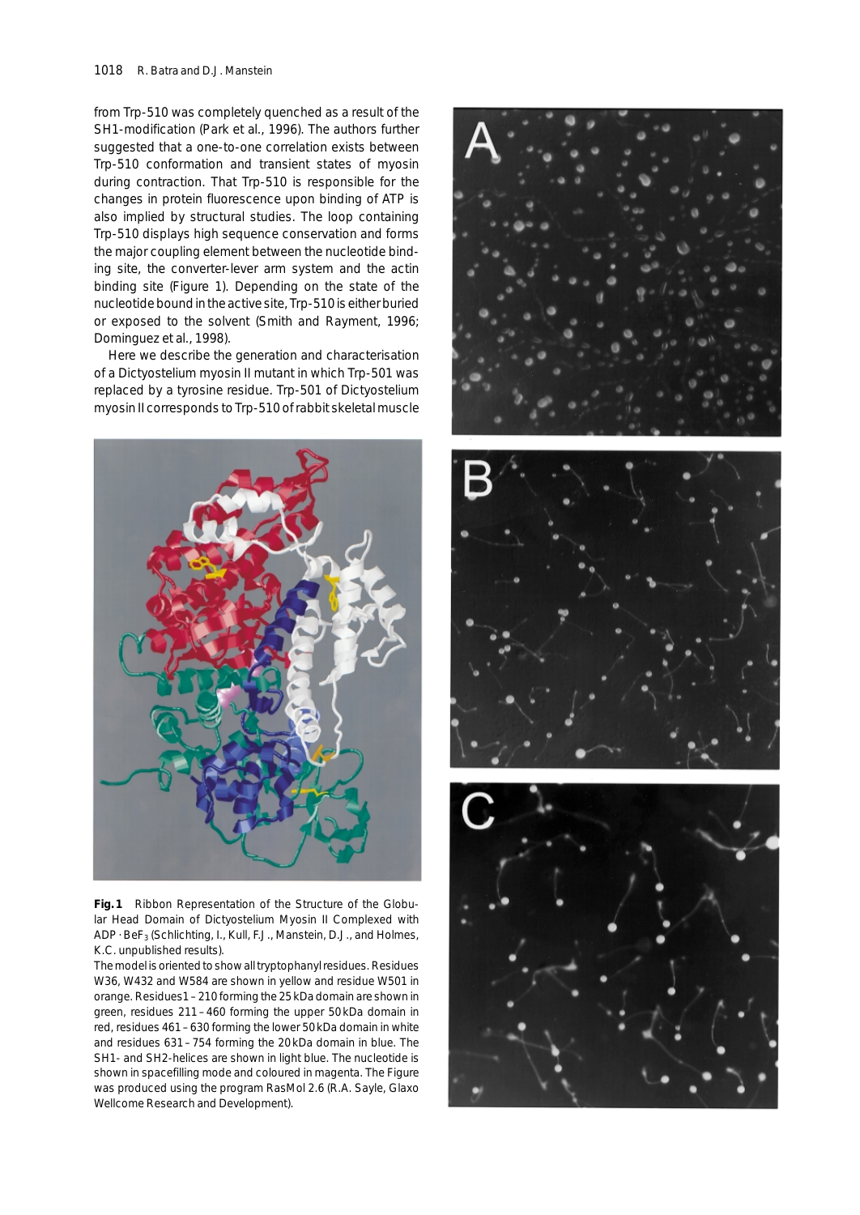from Trp-510 was completely quenched as a result of the SH1-modification (Park et al., 1996). The authors further suggested that a one-to-one correlation exists between Trp-510 conformation and transient states of myosin during contraction. That Trp-510 is responsible for the changes in protein fluorescence upon binding of ATP is also implied by structural studies. The loop containing Trp-510 displays high sequence conservation and forms the major coupling element between the nucleotide binding site, the converter-lever arm system and the actin binding site (Figure 1). Depending on the state of the nucleotide bound in the active site, Trp-510 is either buried or exposed to the solvent (Smith and Rayment, 1996; Dominguez et al., 1998).

Here we describe the generation and characterisation of a Dictyostelium myosin II mutant in which Trp-501 was replaced by a tyrosine residue. Trp-501 of Dictyostelium myosin II corresponds to Trp-510 of rabbit skeletal muscle

**Fig. 1** Ribbon Representation of the Structure of the Globular Head Domain of Dictyostelium Myosin II Complexed with ADP · $BeF_3$ (Schlichting, I., Kull, F.J., Manstein, D.J., and Holmes, K.C. unpublished results).

The model is oriented to show all tryptophanyl residues. Residues W36, W432 and W584 are shown in yellow and residue W501 in orange. Residues 1–210 forming the 25 kDa domain are shown in green, residues 211–460 forming the upper 50 kDa domain in red, residues 461–630 forming the lower 50 kDa domain in white and residues 631–754 forming the 20 kDa domain in blue. The SH1- and SH2-helices are shown in light blue. The nucleotide is shown in spacefilling mode and coloured in magenta. The Figure was produced using the program RasMol 2.6 (R.A. Sayle, Glaxo Wellcome Research and Development).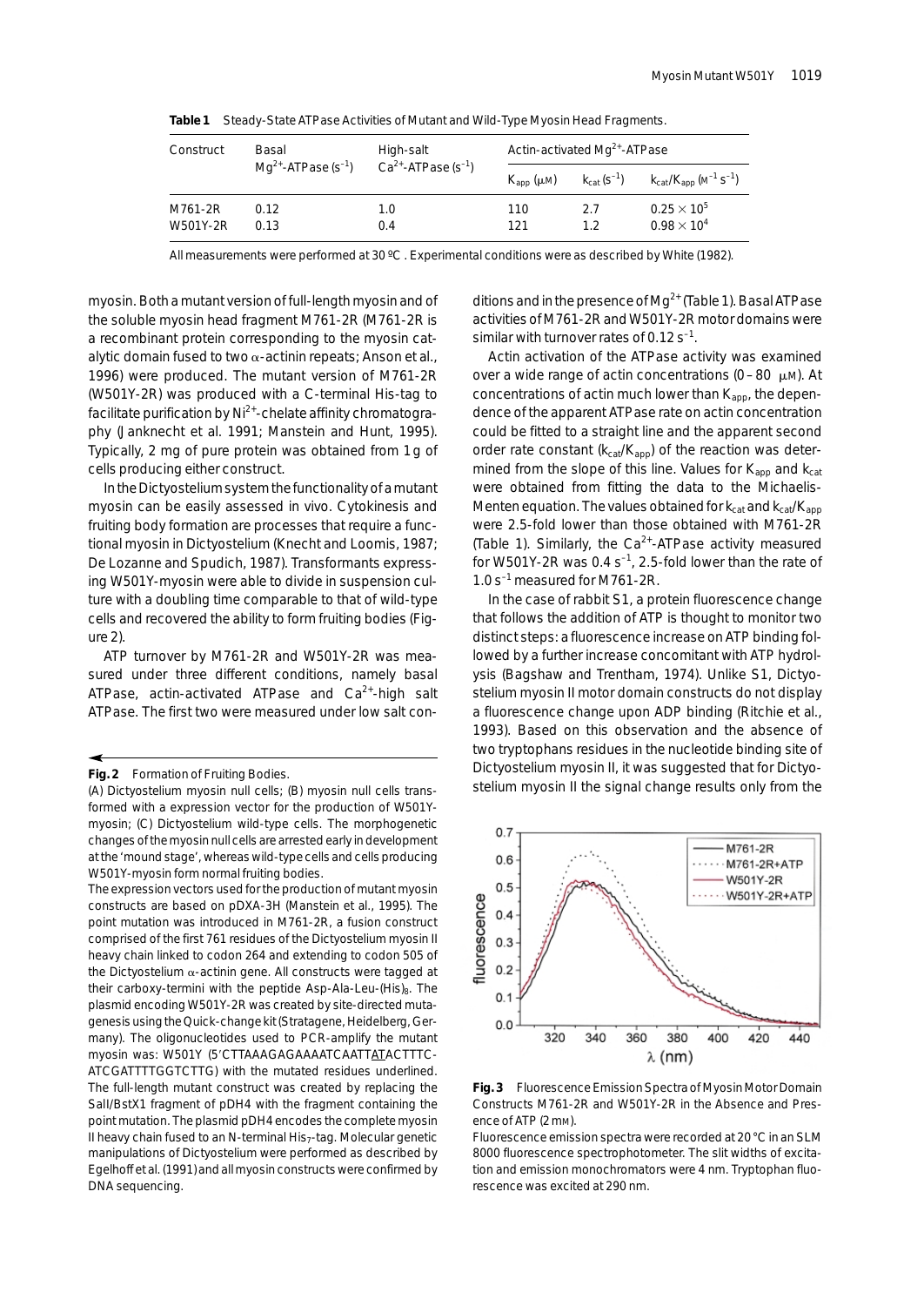**Table 1** Steady-State ATPase Activities of Mutant and Wild-Type Myosin Head Fragments.

| Construct | Basal $Mg^{2+}$-ATPase ($s^{-1}$) | High-salt $Ca^{2+}$-ATPase ($s^{-1}$) | Actin-activated $Mg^{2+}$-ATPase | | |
|---|---|---|---|---|---|
| | | | $K_{app}$ (μM) | $k_{cat}$ ($s^{-1}$) | $k_{cat}/K_{app}$ ($M^{-1}$ $s^{-1}$) |
| M761-2R | 0.12 | 1.0 | 110 | 2.7 | $0.25 \times 10^5$ |
| W501Y-2R | 0.13 | 0.4 | 121 | 1.2 | $0.98 \times 10^4$ |

All measurements were performed at 30 ºC . Experimental conditions were as described by White (1982).

myosin. Both a mutant version of full-length myosin and of the soluble myosin head fragment M761-2R (M761-2R is a recombinant protein corresponding to the myosin catalytic domain fused to two α-actinin repeats; Anson et al., 1996) were produced. The mutant version of M761-2R (W501Y-2R) was produced with a C-terminal His-tag to facilitate purification by $Ni^{2+}$-chelate affinity chromatography (Janknecht et al. 1991; Manstein and Hunt, 1995). Typically, 2 mg of pure protein was obtained from 1 g of cells producing either construct.

In the Dictyostelium system the functionality of a mutant myosin can be easily assessed in vivo. Cytokinesis and fruiting body formation are processes that require a functional myosin in Dictyostelium (Knecht and Loomis, 1987; De Lozanne and Spudich, 1987). Transformants expressing W501Y-myosin were able to divide in suspension culture with a doubling time comparable to that of wild-type cells and recovered the ability to form fruiting bodies (Figure 2).

ATP turnover by M761-2R and W501Y-2R was measured under three different conditions, namely basal ATPase, actin-activated ATPase and $Ca^{2+}$-high salt ATPase. The first two were measured under low salt conditions and in the presence of $Mg^{2+}$ (Table 1). Basal ATPase activities of M761-2R and W501Y-2R motor domains were similar with turnover rates of 0.12 $s^{-1}$.

Actin activation of the ATPase activity was examined over a wide range of actin concentrations (0–80 μM). At concentrations of actin much lower than $K_{app}$, the dependence of the apparent ATPase rate on actin concentration could be fitted to a straight line and the apparent second order rate constant ($k_{cat}/K_{app}$) of the reaction was determined from the slope of this line. Values for $K_{app}$ and $k_{cat}$ were obtained from fitting the data to the Michaelis-Menten equation. The values obtained for $k_{cat}$ and $k_{cat}/K_{app}$ were 2.5-fold lower than those obtained with M761-2R (Table 1). Similarly, the $Ca^{2+}$-ATPase activity measured for W501Y-2R was 0.4 $s^{-1}$, 2.5-fold lower than the rate of 1.0 $s^{-1}$ measured for M761-2R.

In the case of rabbit S1, a protein fluorescence change that follows the addition of ATP is thought to monitor two distinct steps: a fluorescence increase on ATP binding followed by a further increase concomitant with ATP hydrolysis (Bagshaw and Trentham, 1974). Unlike S1, Dictyostelium myosin II motor domain constructs do not display a fluorescence change upon ADP binding (Ritchie et al., 1993). Based on this observation and the absence of two tryptophans residues in the nucleotide binding site of Dictyostelium myosin II, it was suggested that for Dictyostelium myosin II the signal change results only from the

**Fig. 2** Formation of Fruiting Bodies.

(A) Dictyostelium myosin null cells; (B) myosin null cells transformed with a expression vector for the production of W501Y-myosin; (C) Dictyostelium wild-type cells. The morphogenetic changes of the myosin null cells are arrested early in development at the 'mound stage', whereas wild-type cells and cells producing W501Y-myosin form normal fruiting bodies.

The expression vectors used for the production of mutant myosin constructs are based on pDXA-3H (Manstein et al., 1995). The point mutation was introduced in M761-2R, a fusion construct comprised of the first 761 residues of the Dictyostelium myosin II heavy chain linked to codon 264 and extending to codon 505 of the Dictyostelium α-actinin gene. All constructs were tagged at their carboxy-termini with the peptide Asp-Ala-Leu-$(His)_8$. The plasmid encoding W501Y-2R was created by site-directed mutagenesis using the Quick-change kit (Stratagene, Heidelberg, Germany). The oligonucleotides used to PCR-amplify the mutant myosin was: W501Y (5′CTTAAAGAGAAAATCAATTATACTTTC-ATCGATTTTGGTCTTG) with the mutated residues underlined. The full-length mutant construct was created by replacing the SalI/BstX1 fragment of pDH4 with the fragment containing the point mutation. The plasmid pDH4 encodes the complete myosin II heavy chain fused to an N-terminal $His_7$-tag. Molecular genetic manipulations of Dictyostelium were performed as described by Egelhoff et al. (1991) and all myosin constructs were confirmed by DNA sequencing.

**Fig. 3** Fluorescence Emission Spectra of Myosin Motor Domain Constructs M761-2R and W501Y-2R in the Absence and Presence of ATP (2 mM).

Fluorescence emission spectra were recorded at 20 °C in an SLM 8000 fluorescence spectrophotometer. The slit widths of excitation and emission monochromators were 4 nm. Tryptophan fluorescence was excited at 290 nm.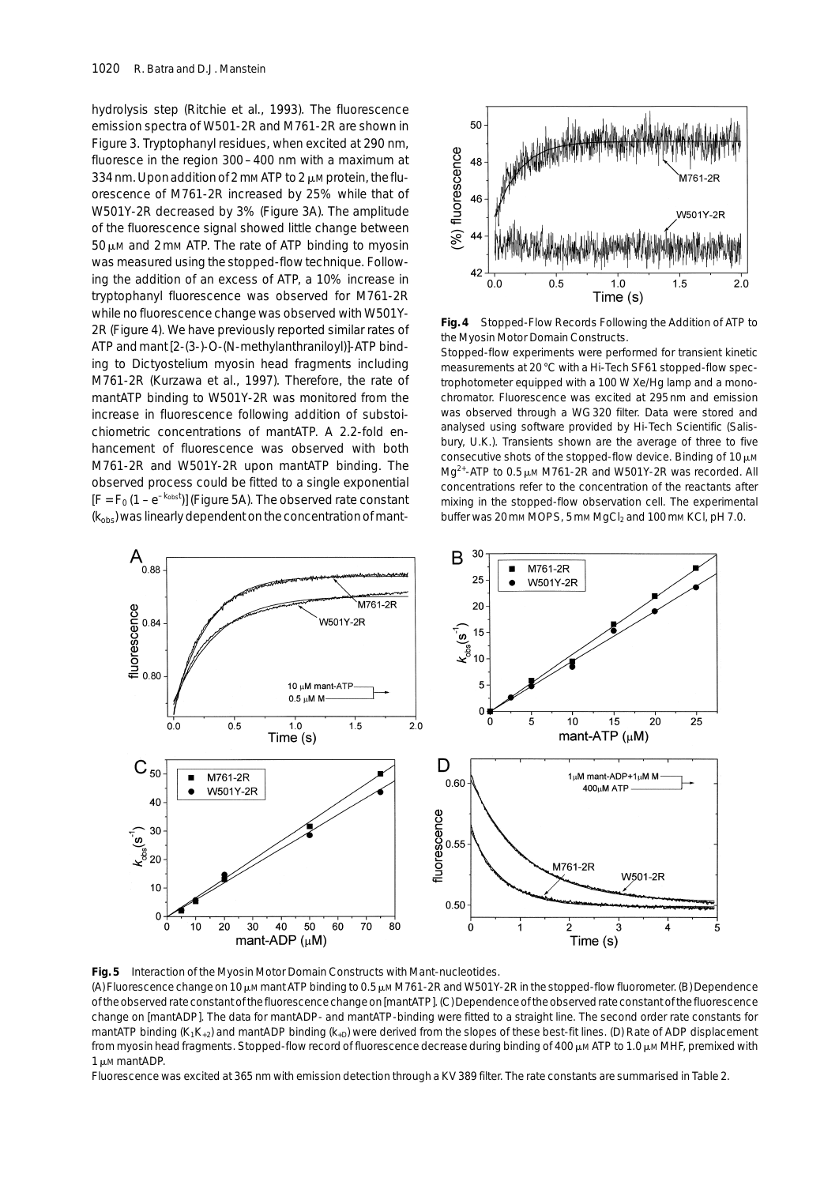hydrolysis step (Ritchie et al., 1993). The fluorescence emission spectra of W501-2R and M761-2R are shown in Figure 3. Tryptophanyl residues, when excited at 290 nm, fluoresce in the region 300 – 400 nm with a maximum at 334 nm. Upon addition of 2 mM ATP to 2 μM protein, the fluorescence of M761-2R increased by 25% while that of W501Y-2R decreased by 3% (Figure 3A). The amplitude of the fluorescence signal showed little change between 50 μM and 2 mM ATP. The rate of ATP binding to myosin was measured using the stopped-flow technique. Following the addition of an excess of ATP, a 10% increase in tryptophanyl fluorescence was observed for M761-2R while no fluorescence change was observed with W501Y-2R (Figure 4). We have previously reported similar rates of ATP and mant[2-(3-)-O-(N-methylanthraniloyl)]-ATP binding to Dictyostelium myosin head fragments including M761-2R (Kurzawa et al., 1997). Therefore, the rate of mantATP binding to W501Y-2R was monitored from the increase in fluorescence following addition of substoichiometric concentrations of mantATP. A 2.2-fold enhancement of fluorescence was observed with both M761-2R and W501Y-2R upon mantATP binding. The observed process could be fitted to a single exponential $[F = F_0 (1 - e^{-k_{obs}t})]$ (Figure 5A). The observed rate constant ($k_{obs}$) was linearly dependent on the concentration of mant-

**Fig. 4** Stopped-Flow Records Following the Addition of ATP to the Myosin Motor Domain Constructs.

Stopped-flow experiments were performed for transient kinetic measurements at 20 °C with a Hi-Tech SF61 stopped-flow spectrophotometer equipped with a 100 W Xe/Hg lamp and a monochromator. Fluorescence was excited at 295 nm and emission was observed through a WG 320 filter. Data were stored and analysed using software provided by Hi-Tech Scientific (Salisbury, U.K.). Transients shown are the average of three to five consecutive shots of the stopped-flow device. Binding of 10 μM $Mg^{2+}$-ATP to 0.5 μM M761-2R and W501Y-2R was recorded. All concentrations refer to the concentration of the reactants after mixing in the stopped-flow observation cell. The experimental buffer was 20 mM MOPS, 5 mM $MgCl_2$ and 100 mM KCl, pH 7.0.

**Fig. 5** Interaction of the Myosin Motor Domain Constructs with Mant-nucleotides.

(A) Fluorescence change on 10 μM mantATP binding to 0.5 μM M761-2R and W501Y-2R in the stopped-flow fluorometer. (B) Dependence of the observed rate constant of the fluorescence change on [mantATP]. (C) Dependence of the observed rate constant of the fluorescence change on [mantADP]. The data for mantADP- and mantATP-binding were fitted to a straight line. The second order rate constants for mantATP binding ($K_1k_{+2}$) and mantADP binding ($k_{+D}$) were derived from the slopes of these best-fit lines. (D) Rate of ADP displacement from myosin head fragments. Stopped-flow record of fluorescence decrease during binding of 400 μM ATP to 1.0 μM MHF, premixed with 1 μM mantADP.

Fluorescence was excited at 365 nm with emission detection through a KV 389 filter. The rate constants are summarised in Table 2.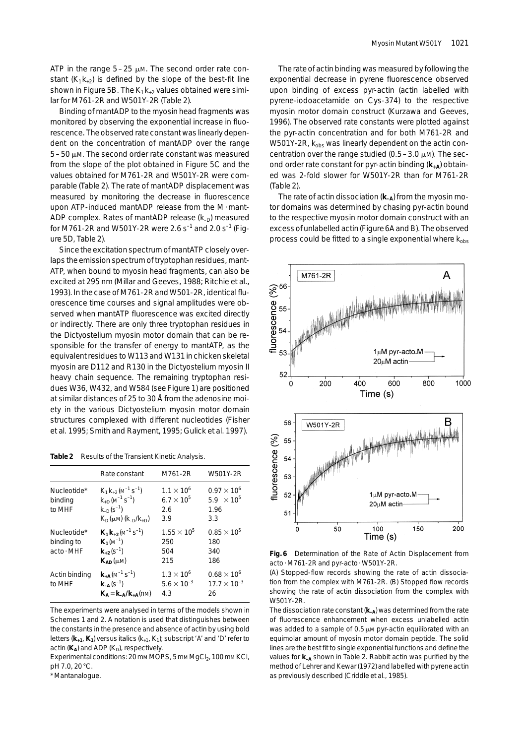ATP in the range 5 – 25 μM. The second order rate constant ($K_1k_{+2}$) is defined by the slope of the best-fit line shown in Figure 5B. The $K_1k_{+2}$ values obtained were similar for M761-2R and W501Y-2R (Table 2).

Binding of mantADP to the myosin head fragments was monitored by observing the exponential increase in fluorescence. The observed rate constant was linearly dependent on the concentration of mantADP over the range 5 – 50 μM. The second order rate constant was measured from the slope of the plot obtained in Figure 5C and the values obtained for M761-2R and W501Y-2R were comparable (Table 2). The rate of mantADP displacement was measured by monitoring the decrease in fluorescence upon ATP-induced mantADP release from the M · mantADP complex. Rates of mantADP release ($k_{-D}$) measured for M761-2R and W501Y-2R were 2.6 $s^{-1}$ and 2.0 $s^{-1}$ (Figure 5D, Table 2).

Since the excitation spectrum of mantATP closely overlaps the emission spectrum of tryptophan residues, mantATP, when bound to myosin head fragments, can also be excited at 295 nm (Millar and Geeves, 1988; Ritchie et al., 1993). In the case of M761-2R and W501-2R, identical fluorescence time courses and signal amplitudes were observed when mantATP fluorescence was excited directly or indirectly. There are only three tryptophan residues in the Dictyostelium myosin motor domain that can be responsible for the transfer of energy to mantATP, as the equivalent residues to W113 and W131 in chicken skeletal myosin are D112 and R130 in the Dictyostelium myosin II heavy chain sequence. The remaining tryptophan residues W36, W432, and W584 (see Figure 1) are positioned at similar distances of 25 to 30 Å from the adenosine moiety in the various Dictyostelium myosin motor domain structures complexed with different nucleotides (Fisher et al. 1995; Smith and Rayment, 1995; Gulick et al. 1997).

**Table 2** Results of the Transient Kinetic Analysis.

| | Rate constant | M761-2R | W501Y-2R |
|---|---|---|---|
| Nucleotide* binding to MHF | $K_1k_{+2}$ ($M^{-1}s^{-1}$) | $1.1 \times 10^6$ | $0.97 \times 10^6$ |
| | $k_{+D}$ ($M^{-1}s^{-1}$) | $6.7 \times 10^5$ | $5.9 \times 10^5$ |
| | $k_{-D}$ ($s^{-1}$) | 2.6 | 1.96 |
| | $K_D$ (μM) ($k_{-D}/k_{+D}$) | 3.9 | 3.3 |
| Nucleotide* binding to acto · MHF | $\mathbf{K_1k_{+2}}$ ($M^{-1}s^{-1}$) | $1.55 \times 10^5$ | $0.85 \times 10^5$ |
| | $\mathbf{K_1}$ ($M^{-1}$) | 250 | 180 |
| | $\mathbf{k_{+2}}$ ($s^{-1}$) | 504 | 340 |
| | $\mathbf{K_{AD}}$ (μM) | 215 | 186 |
| Actin binding to MHF | $\mathbf{k_{+A}}$ ($M^{-1}s^{-1}$) | $1.3 \times 10^6$ | $0.68 \times 10^6$ |
| | $\mathbf{k_{-A}}$ ($s^{-1}$) | $5.6 \times 10^{-3}$ | $17.7 \times 10^{-3}$ |
| | $\mathbf{K_A = k_{-A}/k_{+A}}$ (nM) | 4.3 | 26 |

The experiments were analysed in terms of the models shown in Schemes 1 and 2. A notation is used that distinguishes between the constants in the presence and absence of actin by using bold letters ($\mathbf{k_{+1}}$, $\mathbf{K_1}$) versus italics ($k_{+1}$, $K_1$); subscript 'A' and 'D' refer to actin ($\mathbf{K_A}$) and ADP ($K_D$), respectively.

Experimental conditions: 20 mM MOPS, 5 mM $MgCl_2$, 100 mM KCl, pH 7.0, 20 °C.

*Mantanalogue.

The rate of actin binding was measured by following the exponential decrease in pyrene fluorescence observed upon binding of excess pyr-actin (actin labelled with pyrene-iodoacetamide on Cys-374) to the respective myosin motor domain construct (Kurzawa and Geeves, 1996). The observed rate constants were plotted against the pyr-actin concentration and for both M761-2R and W501Y-2R, $k_{obs}$ was linearly dependent on the actin concentration over the range studied (0.5 – 3.0 μM). The second order rate constant for pyr-actin binding ($\mathbf{k_{+A}}$) obtained was 2-fold slower for W501Y-2R than for M761-2R (Table 2).

The rate of actin dissociation ($\mathbf{k_{-A}}$) from the myosin motor domains was determined by chasing pyr-actin bound to the respective myosin motor domain construct with an excess of unlabelled actin (Figure 6A and B). The observed process could be fitted to a single exponential where $k_{obs}$

**Fig. 6** Determination of the Rate of Actin Displacement from acto · M761-2R and pyr-acto · W501Y-2R.

(A) Stopped-flow records showing the rate of actin dissociation from the complex with M761-2R. (B) Stopped flow records showing the rate of actin dissociation from the complex with W501Y-2R.

The dissociation rate constant ($\mathbf{k_{-A}}$) was determined from the rate of fluorescence enhancement when excess unlabelled actin was added to a sample of 0.5 μM pyr-actin equilibrated with an equimolar amount of myosin motor domain peptide. The solid lines are the best fit to single exponential functions and define the values for $\mathbf{k_{-A}}$ shown in Table 2. Rabbit actin was purified by the method of Lehrer and Kewar (1972) and labelled with pyrene actin as previously described (Criddle et al., 1985).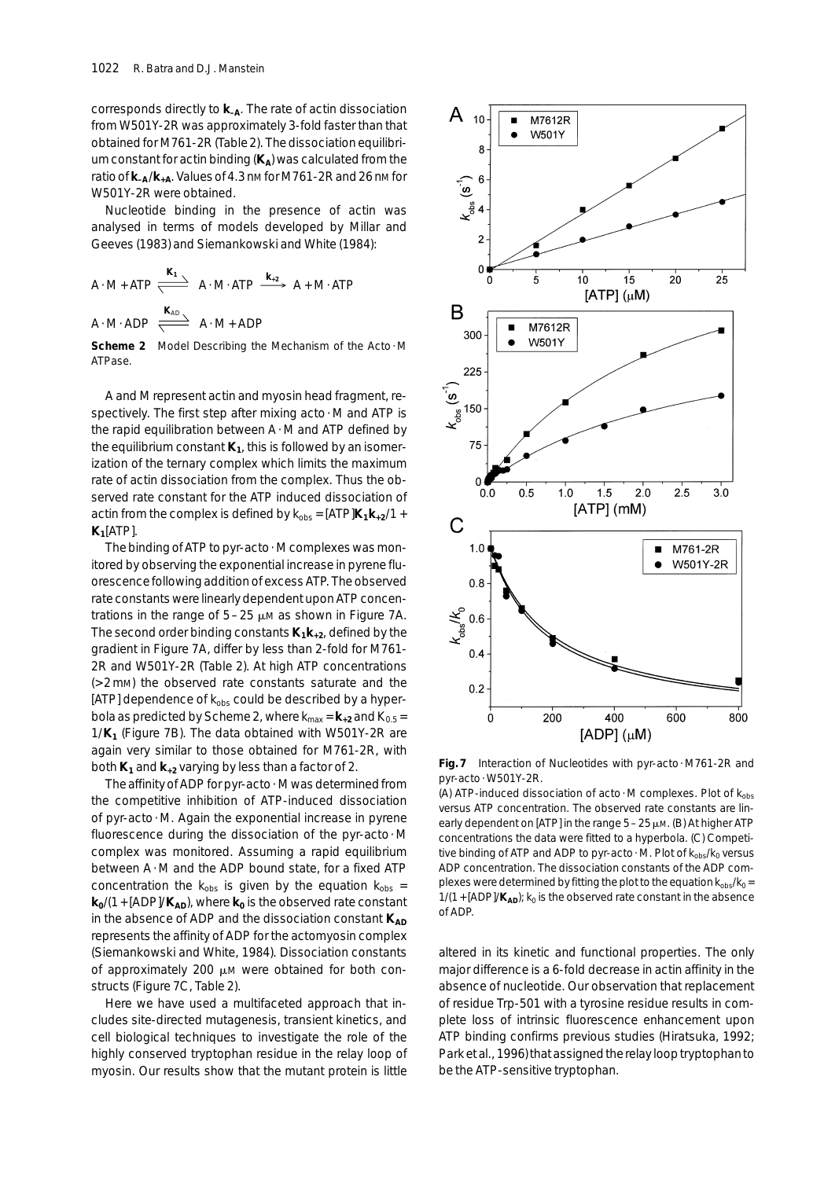corresponds directly to $\mathbf{k_{-A}}$. The rate of actin dissociation from W501Y-2R was approximately 3-fold faster than that obtained for M761-2R (Table 2). The dissociation equilibrium constant for actin binding ($\mathbf{K_A}$) was calculated from the ratio of $\mathbf{k_{-A}}/\mathbf{k_{+A}}$. Values of 4.3 nM for M761-2R and 26 nM for W501Y-2R were obtained.

Nucleotide binding in the presence of actin was analysed in terms of models developed by Millar and Geeves (1983) and Siemankowski and White (1984):

$$A \cdot M + ATP \overset{\mathbf{K_1}}{\rightleftharpoons} A \cdot M \cdot ATP \xrightarrow{\mathbf{k_{+2}}} A + M \cdot ATP$$

$$A \cdot M \cdot ADP \overset{\mathbf{K_{AD}}}{\rightleftharpoons} A \cdot M + ADP$$

**Scheme 2** Model Describing the Mechanism of the Acto · M ATPase.

A and M represent actin and myosin head fragment, respectively. The first step after mixing acto · M and ATP is the rapid equilibration between A · M and ATP defined by the equilibrium constant $\mathbf{K_1}$, this is followed by an isomerization of the ternary complex which limits the maximum rate of actin dissociation from the complex. Thus the observed rate constant for the ATP induced dissociation of actin from the complex is defined by $k_{obs} = [ATP]\mathbf{K_1 k_{+2}}/1 + \mathbf{K_1}[ATP]$.

The binding of ATP to pyr-acto · M complexes was monitored by observing the exponential increase in pyrene fluorescence following addition of excess ATP. The observed rate constants were linearly dependent upon ATP concentrations in the range of 5 – 25 μM as shown in Figure 7A. The second order binding constants $\mathbf{K_1 k_{+2}}$, defined by the gradient in Figure 7A, differ by less than 2-fold for M761-2R and W501Y-2R (Table 2). At high ATP concentrations (>2 mM) the observed rate constants saturate and the [ATP] dependence of $k_{obs}$ could be described by a hyperbola as predicted by Scheme 2, where $k_{max} = \mathbf{k_{+2}}$ and $K_{0.5} = 1/\mathbf{K_1}$ (Figure 7B). The data obtained with W501Y-2R are again very similar to those obtained for M761-2R, with both $\mathbf{K_1}$ and $\mathbf{k_{+2}}$ varying by less than a factor of 2.

The affinity of ADP for pyr-acto · M was determined from the competitive inhibition of ATP-induced dissociation of pyr-acto · M. Again the exponential increase in pyrene fluorescence during the dissociation of the pyr-acto · M complex was monitored. Assuming a rapid equilibrium between A · M and the ADP bound state, for a fixed ATP concentration the $k_{obs}$ is given by the equation $k_{obs} = \mathbf{k_0}/(1 + [ADP]/\mathbf{K_{AD}})$, where $\mathbf{k_0}$ is the observed rate constant in the absence of ADP and the dissociation constant $\mathbf{K_{AD}}$ represents the affinity of ADP for the actomyosin complex (Siemankowski and White, 1984). Dissociation constants of approximately 200 μM were obtained for both constructs (Figure 7C, Table 2).

Here we have used a multifaceted approach that includes site-directed mutagenesis, transient kinetics, and cell biological techniques to investigate the role of the highly conserved tryptophan residue in the relay loop of myosin. Our results show that the mutant protein is little altered in its kinetic and functional properties. The only major difference is a 6-fold decrease in actin affinity in the absence of nucleotide. Our observation that replacement of residue Trp-501 with a tyrosine residue results in complete loss of intrinsic fluorescence enhancement upon ATP binding confirms previous studies (Hiratsuka, 1992; Park et al., 1996) that assigned the relay loop tryptophan to be the ATP-sensitive tryptophan.

**Fig. 7** Interaction of Nucleotides with pyr-acto · M761-2R and pyr-acto · W501Y-2R.
(A) ATP-induced dissociation of acto · M complexes. Plot of $k_{obs}$ versus ATP concentration. The observed rate constants are linearly dependent on [ATP] in the range 5 – 25 μM. (B) At higher ATP concentrations the data were fitted to a hyperbola. (C) Competitive binding of ATP and ADP to pyr-acto · M. Plot of $k_{obs}/k_0$ versus ADP concentration. The dissociation constants of the ADP complexes were determined by fitting the plot to the equation $k_{obs}/k_0 = 1/(1 + [ADP]/\mathbf{K_{AD}})$; $k_0$ is the observed rate constant in the absence of ADP.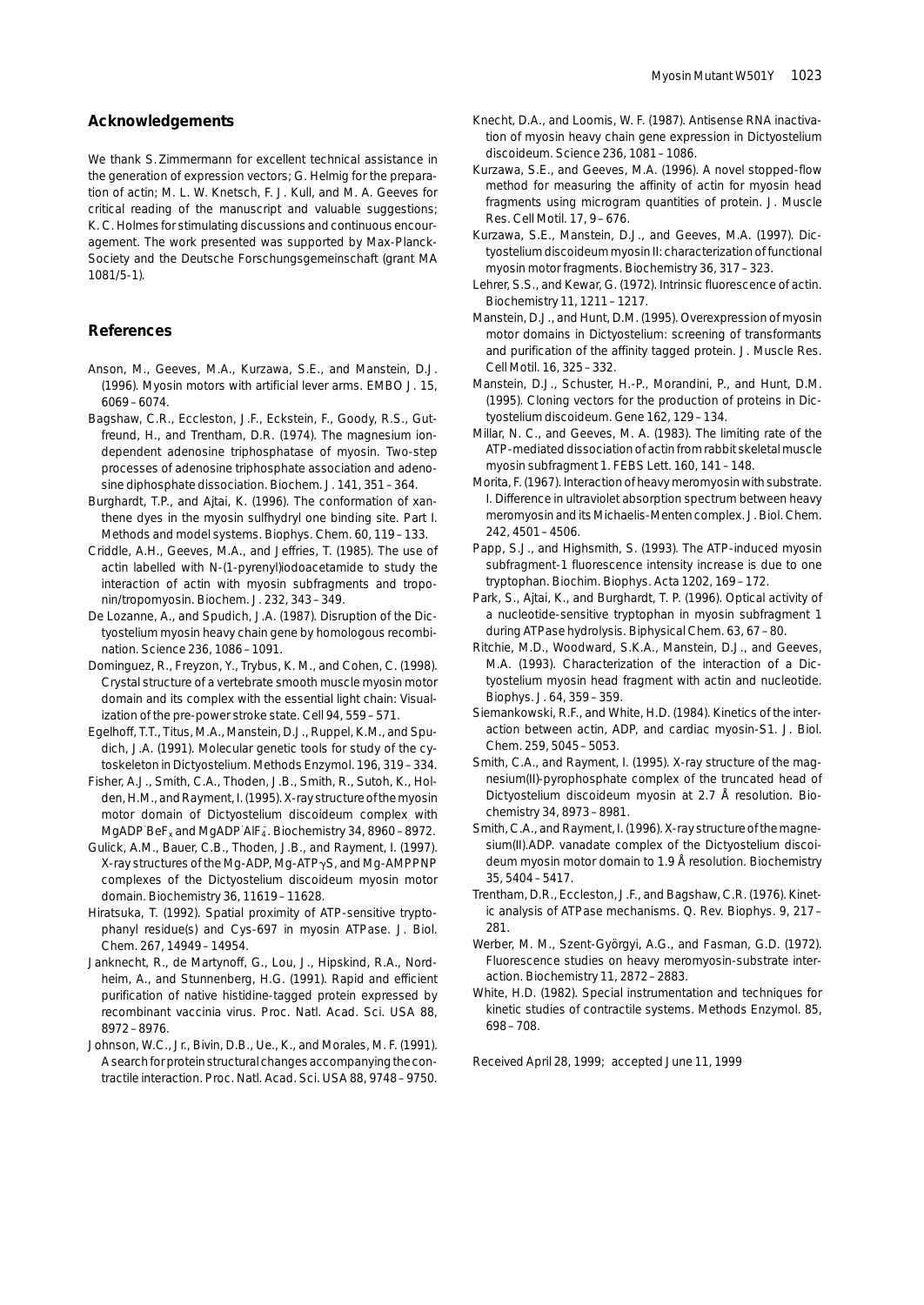## Acknowledgements

We thank S. Zimmermann for excellent technical assistance in the generation of expression vectors; G. Helmig for the preparation of actin; M. L. W. Knetsch, F. J. Kull, and M. A. Geeves for critical reading of the manuscript and valuable suggestions; K. C. Holmes for stimulating discussions and continuous encouragement. The work presented was supported by Max-Planck-Society and the Deutsche Forschungsgemeinschaft (grant MA 1081/5-1).

## References

Anson, M., Geeves, M.A., Kurzawa, S.E., and Manstein, D.J. (1996). Myosin motors with artificial lever arms. EMBO J. 15, 6069 – 6074.

Bagshaw, C.R., Eccleston, J.F., Eckstein, F., Goody, R.S., Gutfreund, H., and Trentham, D.R. (1974). The magnesium ion-dependent adenosine triphosphatase of myosin. Two-step processes of adenosine triphosphate association and adenosine diphosphate dissociation. Biochem. J. 141, 351 – 364.

Burghardt, T.P., and Ajtai, K. (1996). The conformation of xanthene dyes in the myosin sulfhydryl one binding site. Part I. Methods and model systems. Biophys. Chem. 60, 119 – 133.

Criddle, A.H., Geeves, M.A., and Jeffries, T. (1985). The use of actin labelled with N-(1-pyrenyl)iodoacetamide to study the interaction of actin with myosin subfragments and troponin/tropomyosin. Biochem. J. 232, 343 – 349.

De Lozanne, A., and Spudich, J.A. (1987). Disruption of the Dictyostelium myosin heavy chain gene by homologous recombination. Science 236, 1086 – 1091.

Dominguez, R., Freyzon, Y., Trybus, K. M., and Cohen, C. (1998). Crystal structure of a vertebrate smooth muscle myosin motor domain and its complex with the essential light chain: Visualization of the pre-power stroke state. Cell 94, 559 – 571.

Egelhoff, T.T., Titus, M.A., Manstein, D.J., Ruppel, K.M., and Spudich, J.A. (1991). Molecular genetic tools for study of the cytoskeleton in Dictyostelium. Methods Enzymol. 196, 319 – 334.

Fisher, A.J., Smith, C.A., Thoden, J.B., Smith, R., Sutoh, K., Holden, H.M., and Rayment, I. (1995). X-ray structure of the myosin motor domain of Dictyostelium discoideum complex with MgADP·$BeF_x$ and MgADP·$AlF_4^-$. Biochemistry 34, 8960 – 8972.

Gulick, A.M., Bauer, C.B., Thoden, J.B., and Rayment, I. (1997). X-ray structures of the Mg-ADP, Mg-ATP$\gamma$S, and Mg-AMPPNP complexes of the Dictyostelium discoideum myosin motor domain. Biochemistry 36, 11619 – 11628.

Hiratsuka, T. (1992). Spatial proximity of ATP-sensitive tryptophanyl residue(s) and Cys-697 in myosin ATPase. J. Biol. Chem. 267, 14949 – 14954.

Janknecht, R., de Martynoff, G., Lou, J., Hipskind, R.A., Nordheim, A., and Stunnenberg, H.G. (1991). Rapid and efficient purification of native histidine-tagged protein expressed by recombinant vaccinia virus. Proc. Natl. Acad. Sci. USA 88, 8972 – 8976.

Johnson, W.C., Jr., Bivin, D.B., Ue., K., and Morales, M. F. (1991). A search for protein structural changes accompanying the contractile interaction. Proc. Natl. Acad. Sci. USA 88, 9748 – 9750.

Knecht, D.A., and Loomis, W. F. (1987). Antisense RNA inactivation of myosin heavy chain gene expression in Dictyostelium discoideum. Science 236, 1081 – 1086.

Kurzawa, S.E., and Geeves, M.A. (1996). A novel stopped-flow method for measuring the affinity of actin for myosin head fragments using microgram quantities of protein. J. Muscle Res. Cell Motil. 17, 9 – 676.

Kurzawa, S.E., Manstein, D.J., and Geeves, M.A. (1997). Dictyostelium discoideum myosin II: characterization of functional myosin motor fragments. Biochemistry 36, 317 – 323.

Lehrer, S.S., and Kewar, G. (1972). Intrinsic fluorescence of actin. Biochemistry 11, 1211 – 1217.

Manstein, D.J., and Hunt, D.M. (1995). Overexpression of myosin motor domains in Dictyostelium: screening of transformants and purification of the affinity tagged protein. J. Muscle Res. Cell Motil. 16, 325 – 332.

Manstein, D.J., Schuster, H.-P., Morandini, P., and Hunt, D.M. (1995). Cloning vectors for the production of proteins in Dictyostelium discoideum. Gene 162, 129 – 134.

Millar, N. C., and Geeves, M. A. (1983). The limiting rate of the ATP-mediated dissociation of actin from rabbit skeletal muscle myosin subfragment 1. FEBS Lett. 160, 141 – 148.

Morita, F. (1967). Interaction of heavy meromyosin with substrate. I. Difference in ultraviolet absorption spectrum between heavy meromyosin and its Michaelis-Menten complex. J. Biol. Chem. 242, 4501 – 4506.

Papp, S.J., and Highsmith, S. (1993). The ATP-induced myosin subfragment-1 fluorescence intensity increase is due to one tryptophan. Biochim. Biophys. Acta 1202, 169 – 172.

Park, S., Ajtai, K., and Burghardt, T. P. (1996). Optical activity of a nucleotide-sensitive tryptophan in myosin subfragment 1 during ATPase hydrolysis. Biphysical Chem. 63, 67 – 80.

Ritchie, M.D., Woodward, S.K.A., Manstein, D.J., and Geeves, M.A. (1993). Characterization of the interaction of a Dictyostelium myosin head fragment with actin and nucleotide. Biophys. J. 64, 359 – 359.

Siemankowski, R.F., and White, H.D. (1984). Kinetics of the interaction between actin, ADP, and cardiac myosin-S1. J. Biol. Chem. 259, 5045 – 5053.

Smith, C.A., and Rayment, I. (1995). X-ray structure of the magnesium(II)-pyrophosphate complex of the truncated head of Dictyostelium discoideum myosin at 2.7 Å resolution. Biochemistry 34, 8973 – 8981.

Smith, C.A., and Rayment, I. (1996). X-ray structure of the magnesium(II).ADP. vanadate complex of the Dictyostelium discoideum myosin motor domain to 1.9 Å resolution. Biochemistry 35, 5404 – 5417.

Trentham, D.R., Eccleston, J.F., and Bagshaw, C.R. (1976). Kinetic analysis of ATPase mechanisms. Q. Rev. Biophys. 9, 217 – 281.

Werber, M. M., Szent-Györgyi, A.G., and Fasman, G.D. (1972). Fluorescence studies on heavy meromyosin-substrate interaction. Biochemistry 11, 2872 – 2883.

White, H.D. (1982). Special instrumentation and techniques for kinetic studies of contractile systems. Methods Enzymol. 85, 698 – 708.

Received April 28, 1999; accepted June 11, 1999